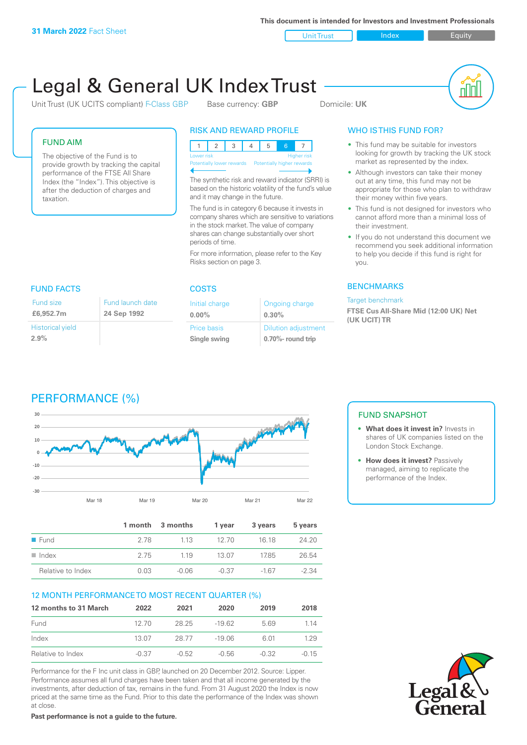**31 March 2022** Fact Sheet

This document is intended for Investors and Investment Professionals

Unit Trust | Index | Equity

# Legal & General UK Index Trust

Unit Trust (UK UCITS compliant) F-Class GBP    Base currency: **GBP**    Domicile: **UK**

## FUND AIM

The objective of the Fund is to provide growth by tracking the capital performance of the FTSE All Share Index (the "Index"). This objective is after the deduction of charges and taxation.

## RISK AND REWARD PROFILE

| 1 | 2 | 3 | 4 | 5 | 6 | 7 |
|---|---|---|---|---|---|---|

Lower risk — Higher risk
Potentially lower rewards — Potentially higher rewards

The synthetic risk and reward indicator (SRRI) is based on the historic volatility of the fund's value and it may change in the future.

The fund is in category 6 because it invests in company shares which are sensitive to variations in the stock market. The value of company shares can change substantially over short periods of time.

For more information, please refer to the Key Risks section on page 3.

## WHO IS THIS FUND FOR?

- This fund may be suitable for investors looking for growth by tracking the UK stock market as represented by the index.
- Although investors can take their money out at any time, this fund may not be appropriate for those who plan to withdraw their money within five years.
- This fund is not designed for investors who cannot afford more than a minimal loss of their investment.
- If you do not understand this document we recommend you seek additional information to help you decide if this fund is right for you.

## FUND FACTS

| Fund size | Fund launch date |
|---|---|
| **£6,952.7m** | **24 Sep 1992** |
| Historical yield | |
| **2.9%** | |

## COSTS

| Initial charge | Ongoing charge |
|---|---|
| **0.00%** | **0.30%** |
| Price basis | Dilution adjustment |
| **Single swing** | **0.70%- round trip** |

## BENCHMARKS

Target benchmark

**FTSE Cus All-Share Mid (12:00 UK) Net (UK UCIT) TR**

## PERFORMANCE (%)

| | 1 month | 3 months | 1 year | 3 years | 5 years |
|---|---|---|---|---|---|
| Fund | 2.78 | 1.13 | 12.70 | 16.18 | 24.20 |
| Index | 2.75 | 1.19 | 13.07 | 17.85 | 26.54 |
| Relative to Index | 0.03 | -0.06 | -0.37 | -1.67 | -2.34 |

## FUND SNAPSHOT

- **What does it invest in?** Invests in shares of UK companies listed on the London Stock Exchange.
- **How does it invest?** Passively managed, aiming to replicate the performance of the Index.

## 12 MONTH PERFORMANCE TO MOST RECENT QUARTER (%)

| 12 months to 31 March | 2022 | 2021 | 2020 | 2019 | 2018 |
|---|---|---|---|---|---|
| Fund | 12.70 | 28.25 | -19.62 | 5.69 | 1.14 |
| Index | 13.07 | 28.77 | -19.06 | 6.01 | 1.29 |
| Relative to Index | -0.37 | -0.52 | -0.56 | -0.32 | -0.15 |

Performance for the F Inc unit class in GBP, launched on 20 December 2012. Source: Lipper. Performance assumes all fund charges have been taken and that all income generated by the investments, after deduction of tax, remains in the fund. From 31 August 2020 the Index is now priced at the same time as the Fund. Prior to this date the performance of the Index was shown at close.

**Past performance is not a guide to the future.**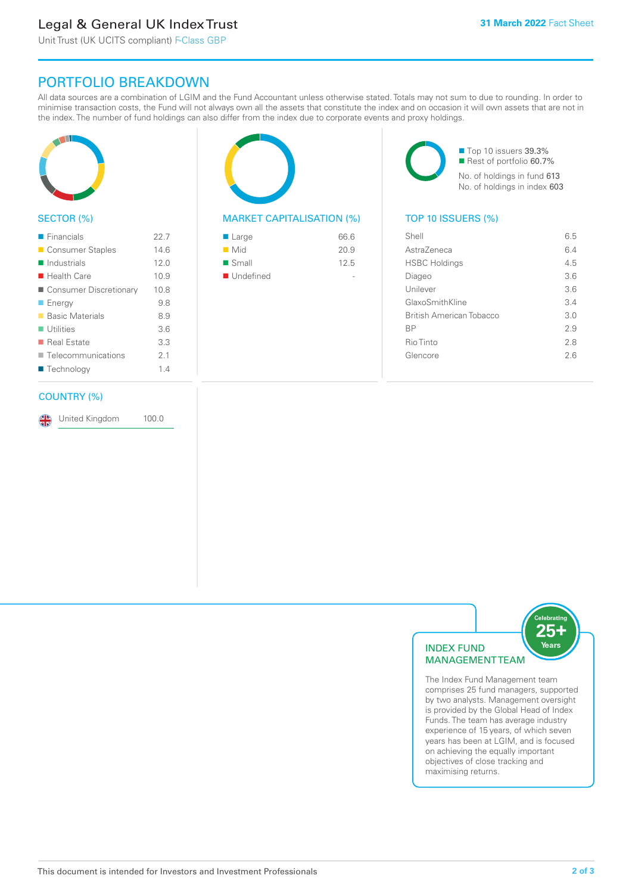# Legal & General UK Index Trust

Unit Trust (UK UCITS compliant) F-Class GBP

**31 March 2022** Fact Sheet

## PORTFOLIO BREAKDOWN

All data sources are a combination of LGIM and the Fund Accountant unless otherwise stated. Totals may not sum to due to rounding. In order to minimise transaction costs, the Fund will not always own all the assets that constitute the index and on occasion it will own assets that are not in the index. The number of fund holdings can also differ from the index due to corporate events and proxy holdings.

### SECTOR (%)

| Sector | % |
|---|---|
| Financials | 22.7 |
| Consumer Staples | 14.6 |
| Industrials | 12.0 |
| Health Care | 10.9 |
| Consumer Discretionary | 10.8 |
| Energy | 9.8 |
| Basic Materials | 8.9 |
| Utilities | 3.6 |
| Real Estate | 3.3 |
| Telecommunications | 2.1 |
| Technology | 1.4 |

### MARKET CAPITALISATION (%)

| Market Capitalisation | % |
|---|---|
| Large | 66.6 |
| Mid | 20.9 |
| Small | 12.5 |
| Undefined | - |

- Top 10 issuers 39.3%
- Rest of portfolio 60.7%

No. of holdings in fund 613

No. of holdings in index 603

### TOP 10 ISSUERS (%)

| Issuer | % |
|---|---|
| Shell | 6.5 |
| AstraZeneca | 6.4 |
| HSBC Holdings | 4.5 |
| Diageo | 3.6 |
| Unilever | 3.6 |
| GlaxoSmithKline | 3.4 |
| British American Tobacco | 3.0 |
| BP | 2.9 |
| Rio Tinto | 2.8 |
| Glencore | 2.6 |

### COUNTRY (%)

| Country | % |
|---|---|
| United Kingdom | 100.0 |

### INDEX FUND MANAGEMENT TEAM

Celebrating 25+ Years

The Index Fund Management team comprises 25 fund managers, supported by two analysts. Management oversight is provided by the Global Head of Index Funds. The team has average industry experience of 15 years, of which seven years has been at LGIM, and is focused on achieving the equally important objectives of close tracking and maximising returns.

This document is intended for Investors and Investment Professionals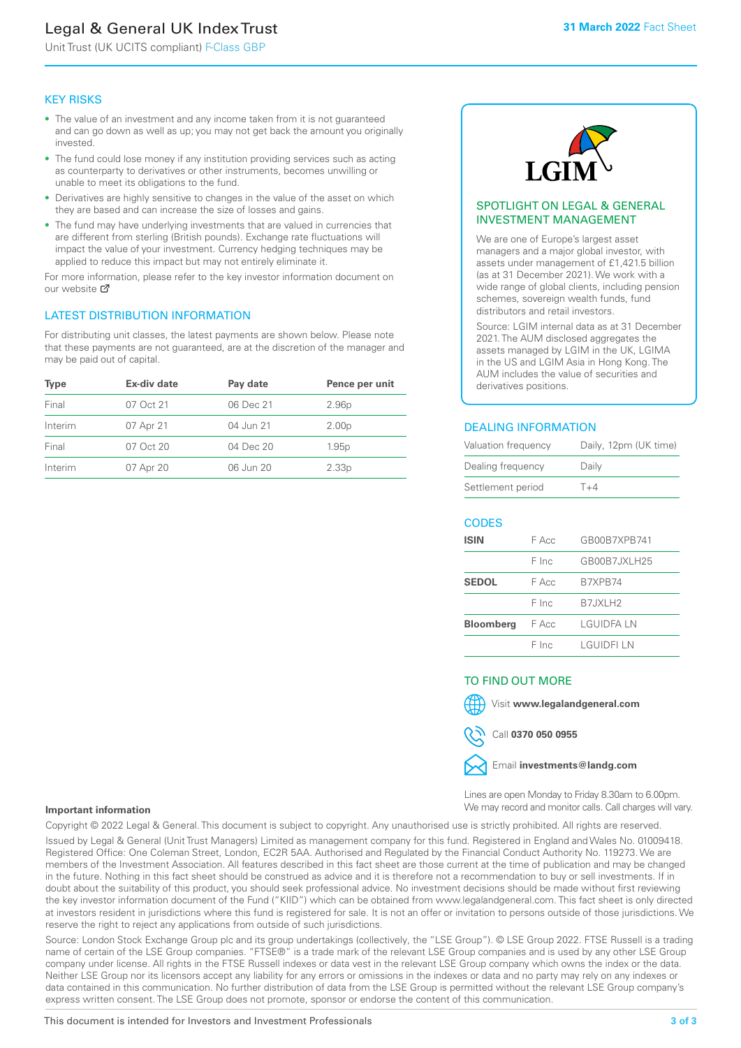# Legal & General UK Index Trust

Unit Trust (UK UCITS compliant) F-Class GBP

31 March 2022 Fact Sheet

## KEY RISKS

- The value of an investment and any income taken from it is not guaranteed and can go down as well as up; you may not get back the amount you originally invested.
- The fund could lose money if any institution providing services such as acting as counterparty to derivatives or other instruments, becomes unwilling or unable to meet its obligations to the fund.
- Derivatives are highly sensitive to changes in the value of the asset on which they are based and can increase the size of losses and gains.
- The fund may have underlying investments that are valued in currencies that are different from sterling (British pounds). Exchange rate fluctuations will impact the value of your investment. Currency hedging techniques may be applied to reduce this impact but may not entirely eliminate it.

For more information, please refer to the key investor information document on our website

## LATEST DISTRIBUTION INFORMATION

For distributing unit classes, the latest payments are shown below. Please note that these payments are not guaranteed, are at the discretion of the manager and may be paid out of capital.

| Type | Ex-div date | Pay date | Pence per unit |
|---|---|---|---|
| Final | 07 Oct 21 | 06 Dec 21 | 2.96p |
| Interim | 07 Apr 21 | 04 Jun 21 | 2.00p |
| Final | 07 Oct 20 | 04 Dec 20 | 1.95p |
| Interim | 07 Apr 20 | 06 Jun 20 | 2.33p |

## SPOTLIGHT ON LEGAL & GENERAL INVESTMENT MANAGEMENT

We are one of Europe's largest asset managers and a major global investor, with assets under management of £1,421.5 billion (as at 31 December 2021). We work with a wide range of global clients, including pension schemes, sovereign wealth funds, fund distributors and retail investors.

Source: LGIM internal data as at 31 December 2021. The AUM disclosed aggregates the assets managed by LGIM in the UK, LGIMA in the US and LGIM Asia in Hong Kong. The AUM includes the value of securities and derivatives positions.

## DEALING INFORMATION

| | |
|---|---|
| Valuation frequency | Daily, 12pm (UK time) |
| Dealing frequency | Daily |
| Settlement period | T+4 |

## CODES

| | | |
|---|---|---|
| **ISIN** | F Acc | GB00B7XPB741 |
| | F Inc | GB00B7JXLH25 |
| **SEDOL** | F Acc | B7XPB74 |
| | F Inc | B7JXLH2 |
| **Bloomberg** | F Acc | LGUIDFA LN |
| | F Inc | LGUIDFI LN |

## TO FIND OUT MORE

Visit **www.legalandgeneral.com**

Call **0370 050 0955**

Email **investments@landg.com**

Lines are open Monday to Friday 8.30am to 6.00pm. We may record and monitor calls. Call charges will vary.

**Important information**

Copyright © 2022 Legal & General. This document is subject to copyright. Any unauthorised use is strictly prohibited. All rights are reserved.

Issued by Legal & General (Unit Trust Managers) Limited as management company for this fund. Registered in England and Wales No. 01009418. Registered Office: One Coleman Street, London, EC2R 5AA. Authorised and Regulated by the Financial Conduct Authority No. 119273. We are members of the Investment Association. All features described in this fact sheet are those current at the time of publication and may be changed in the future. Nothing in this fact sheet should be construed as advice and it is therefore not a recommendation to buy or sell investments. If in doubt about the suitability of this product, you should seek professional advice. No investment decisions should be made without first reviewing the key investor information document of the Fund ("KIID") which can be obtained from www.legalandgeneral.com. This fact sheet is only directed at investors resident in jurisdictions where this fund is registered for sale. It is not an offer or invitation to persons outside of those jurisdictions. We reserve the right to reject any applications from outside of such jurisdictions.

Source: London Stock Exchange Group plc and its group undertakings (collectively, the "LSE Group"). © LSE Group 2022. FTSE Russell is a trading name of certain of the LSE Group companies. "FTSE®" is a trade mark of the relevant LSE Group companies and is used by any other LSE Group company under license. All rights in the FTSE Russell indexes or data vest in the relevant LSE Group company which owns the index or the data. Neither LSE Group nor its licensors accept any liability for any errors or omissions in the indexes or data and no party may rely on any indexes or data contained in this communication. No further distribution of data from the LSE Group is permitted without the relevant LSE Group company's express written consent. The LSE Group does not promote, sponsor or endorse the content of this communication.

This document is intended for Investors and Investment Professionals